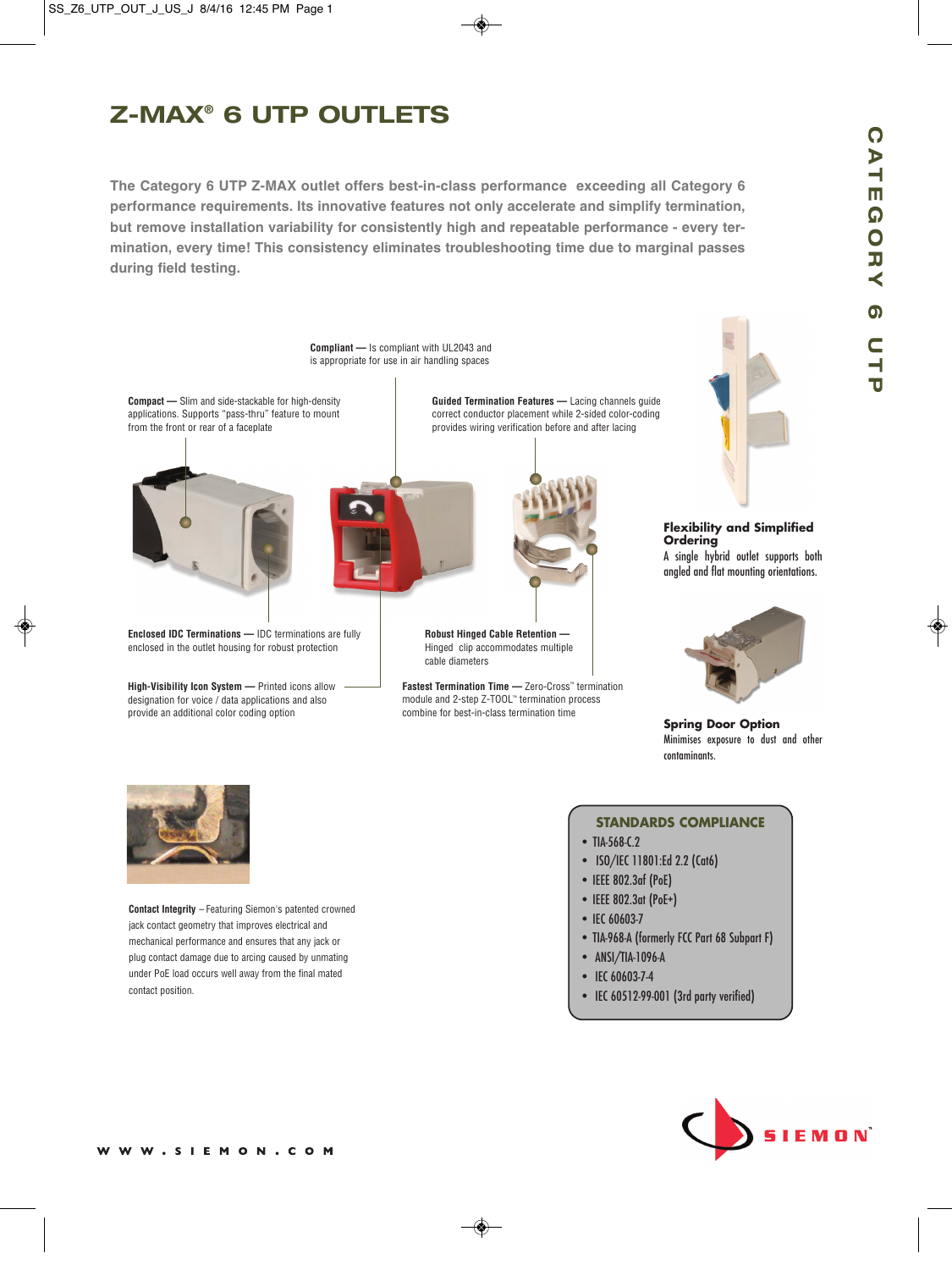# Z-MAX® 6 UTP OUTLETS

**The Category 6 UTP Z-MAX outlet offers best-in-class performance exceeding all Category 6 performance requirements. Its innovative features not only accelerate and simplify termination, but remove installation variability for consistently high and repeatable performance - every termination, every time! This consistency eliminates troubleshooting time due to marginal passes during field testing.**

**Compliant —** Is compliant with UL2043 and is appropriate for use in air handling spaces

**Compact —** Slim and side-stackable for high-density applications. Supports "pass-thru" feature to mount from the front or rear of a faceplate

**Guided Termination Features —** Lacing channels guide correct conductor placement while 2-sided color-coding provides wiring verification before and after lacing

**Enclosed IDC Terminations —** IDC terminations are fully enclosed in the outlet housing for robust protection

**Robust Hinged Cable Retention —** Hinged clip accommodates multiple cable diameters

**High-Visibility Icon System —** Printed icons allow designation for voice / data applications and also provide an additional color coding option

**Fastest Termination Time —** Zero-Cross™ termination module and 2-step Z-TOOL™ termination process combine for best-in-class termination time

**Flexibility and Simplified Ordering**
A single hybrid outlet supports both angled and flat mounting orientations.

**Spring Door Option**
Minimises exposure to dust and other contaminants.

**Contact Integrity** – Featuring Siemon's patented crowned jack contact geometry that improves electrical and mechanical performance and ensures that any jack or plug contact damage due to arcing caused by unmating under PoE load occurs well away from the final mated contact position.

## STANDARDS COMPLIANCE

- TIA-568-C.2
- ISO/IEC 11801:Ed 2.2 (Cat6)
- IEEE 802.3af (PoE)
- IEEE 802.3at (PoE+)
- IEC 60603-7
- TIA-968-A (formerly FCC Part 68 Subpart F)
- ANSI/TIA-1096-A
- IEC 60603-7-4
- IEC 60512-99-001 (3rd party verified)

WWW.SIEMON.COM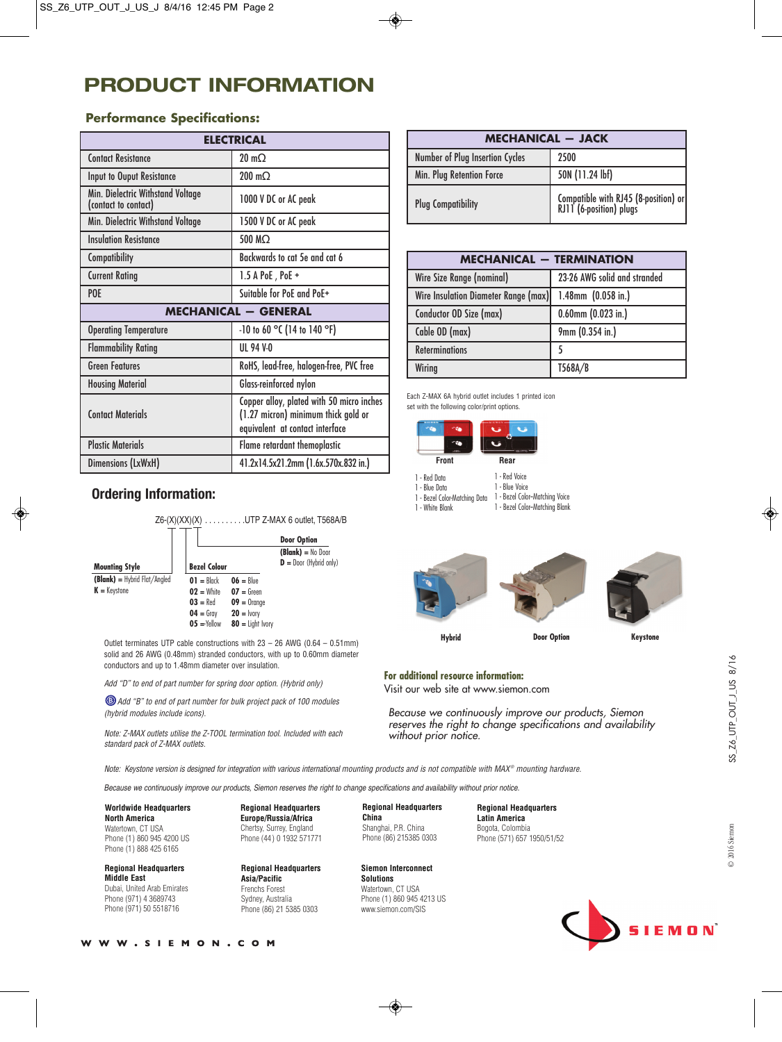# PRODUCT INFORMATION

## Performance Specifications:

| ELECTRICAL | |
|---|---|
| Contact Resistance | 20 mΩ |
| Input to Ouput Resistance | 200 mΩ |
| Min. Dielectric Withstand Voltage (contact to contact) | 1000 V DC or AC peak |
| Min. Dielectric Withstand Voltage | 1500 V DC or AC peak |
| Insulation Resistance | 500 MΩ |
| Compatibility | Backwards to cat 5e and cat 6 |
| Current Rating | 1.5 A PoE , PoE + |
| POE | Suitable for PoE and PoE+ |
| **MECHANICAL – GENERAL** | |
| Operating Temperature | -10 to 60 °C (14 to 140 °F) |
| Flammability Rating | UL 94 V-0 |
| Green Features | RoHS, lead-free, halogen-free, PVC free |
| Housing Material | Glass-reinforced nylon |
| Contact Materials | Copper alloy, plated with 50 micro inches (1.27 micron) minimum thick gold or equivalent at contact interface |
| Plastic Materials | Flame retardant thermoplastic |
| Dimensions (LxWxH) | 41.2x14.5x21.2mm (1.6x.570x.832 in.) |

| MECHANICAL – JACK | |
|---|---|
| Number of Plug Insertion Cycles | 2500 |
| Min. Plug Retention Force | 50N (11.24 lbf) |
| Plug Compatibility | Compatible with RJ45 (8-position) or RJ11 (6-position) plugs |

| MECHANICAL – TERMINATION | |
|---|---|
| Wire Size Range (nominal) | 23-26 AWG solid and stranded |
| Wire Insulation Diameter Range (max) | 1.48mm (0.058 in.) |
| Conductor OD Size (max) | 0.60mm (0.023 in.) |
| Cable OD (max) | 9mm (0.354 in.) |
| Reterminations | 5 |
| Wiring | T568A/B |

Each Z-MAX 6A hybrid outlet includes 1 printed icon set with the following color/print options.

Front
- 1 - Red Data
- 1 - Blue Data
- 1 - Bezel Color-Matching Data
- 1 - White Blank

Rear
- 1 - Red Voice
- 1 - Blue Voice
- 1 - Bezel Color-Matching Voice
- 1 - Bezel Color-Matching Blank

Hybrid — Door Option — Keystone

## Ordering Information:

Z6-(X)(XX)(X) . . . . . . . . . .UTP Z-MAX 6 outlet, T568A/B

**Mounting Style**
- **(Blank)** = Hybrid Flat/Angled
- **K** = Keystone

**Bezel Colour**
- **01** = Black
- **02** = White
- **03** = Red
- **04** = Gray
- **05** = Yellow
- **06** = Blue
- **07** = Green
- **09** = Orange
- **20** = Ivory
- **80** = Light Ivory

**Door Option**
- **(Blank)** = No Door
- **D** = Door (Hybrid only)

Outlet terminates UTP cable constructions with 23 – 26 AWG (0.64 – 0.51mm) solid and 26 AWG (0.48mm) stranded conductors, with up to 0.60mm diameter conductors and up to 1.48mm diameter over insulation.

*Add "D" to end of part number for spring door option. (Hybrid only)*

*Add "B" to end of part number for bulk project pack of 100 modules (hybrid modules include icons).*

*Note: Z-MAX outlets utilise the Z-TOOL termination tool. Included with each standard pack of Z-MAX outlets.*

**For additional resource information:**
Visit our web site at www.siemon.com

*Because we continuously improve our products, Siemon reserves the right to change specifications and availability without prior notice.*

*Note: Keystone version is designed for integration with various international mounting products and is not compatible with MAX® mounting hardware.*

*Because we continuously improve our products, Siemon reserves the right to change specifications and availability without prior notice.*

**Worldwide Headquarters**
**North America**
Watertown, CT USA
Phone (1) 860 945 4200 US
Phone (1) 888 425 6165

**Regional Headquarters**
**Europe/Russia/Africa**
Chertsy, Surrey, England
Phone (44) 0 1932 571771

**Regional Headquarters**
**China**
Shanghai, P.R. China
Phone (86) 215385 0303

**Regional Headquarters**
**Latin America**
Bogota, Colombia
Phone (571) 657 1950/51/52

**Regional Headquarters**
**Middle East**
Dubai, United Arab Emirates
Phone (971) 4 3689743
Phone (971) 50 5518716

**Regional Headquarters**
**Asia/Pacific**
Frenchs Forest
Sydney, Australia
Phone (86) 21 5385 0303

**Siemon Interconnect Solutions**
Watertown, CT USA
Phone (1) 860 945 4213 US
www.siemon.com/SIS

W W W . S I E M O N . C O M

SS_Z6_UTP_OUT_J_US 8/16

© 2016 Siemon